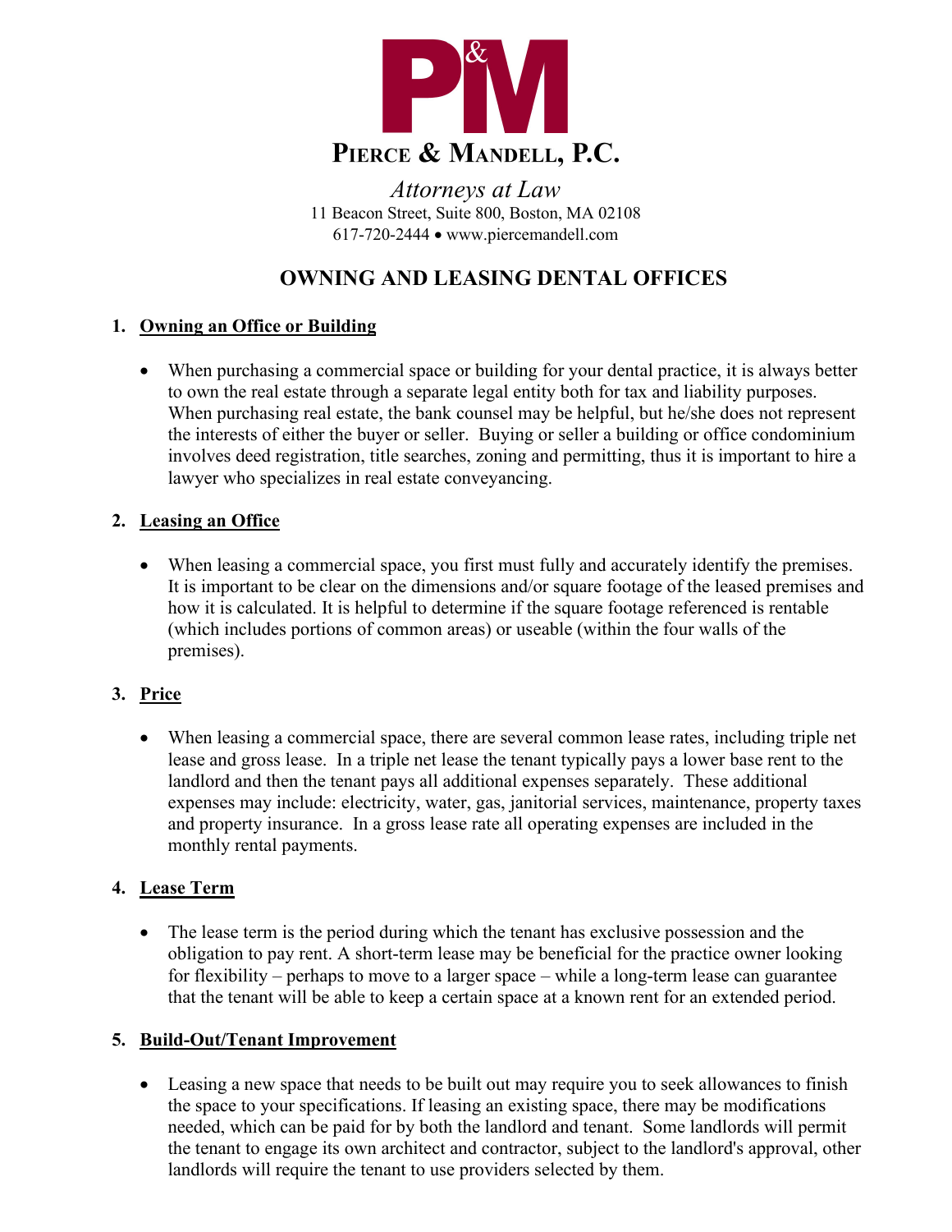**Pierce & Mandell, P.C.**

*Attorneys at Law*
11 Beacon Street, Suite 800, Boston, MA 02108
617-720-2444 • www.piercemandell.com

# OWNING AND LEASING DENTAL OFFICES

## 1. Owning an Office or Building

- When purchasing a commercial space or building for your dental practice, it is always better to own the real estate through a separate legal entity both for tax and liability purposes. When purchasing real estate, the bank counsel may be helpful, but he/she does not represent the interests of either the buyer or seller. Buying or seller a building or office condominium involves deed registration, title searches, zoning and permitting, thus it is important to hire a lawyer who specializes in real estate conveyancing.

## 2. Leasing an Office

- When leasing a commercial space, you first must fully and accurately identify the premises. It is important to be clear on the dimensions and/or square footage of the leased premises and how it is calculated. It is helpful to determine if the square footage referenced is rentable (which includes portions of common areas) or useable (within the four walls of the premises).

## 3. Price

- When leasing a commercial space, there are several common lease rates, including triple net lease and gross lease. In a triple net lease the tenant typically pays a lower base rent to the landlord and then the tenant pays all additional expenses separately. These additional expenses may include: electricity, water, gas, janitorial services, maintenance, property taxes and property insurance. In a gross lease rate all operating expenses are included in the monthly rental payments.

## 4. Lease Term

- The lease term is the period during which the tenant has exclusive possession and the obligation to pay rent. A short-term lease may be beneficial for the practice owner looking for flexibility – perhaps to move to a larger space – while a long-term lease can guarantee that the tenant will be able to keep a certain space at a known rent for an extended period.

## 5. Build-Out/Tenant Improvement

- Leasing a new space that needs to be built out may require you to seek allowances to finish the space to your specifications. If leasing an existing space, there may be modifications needed, which can be paid for by both the landlord and tenant. Some landlords will permit the tenant to engage its own architect and contractor, subject to the landlord's approval, other landlords will require the tenant to use providers selected by them.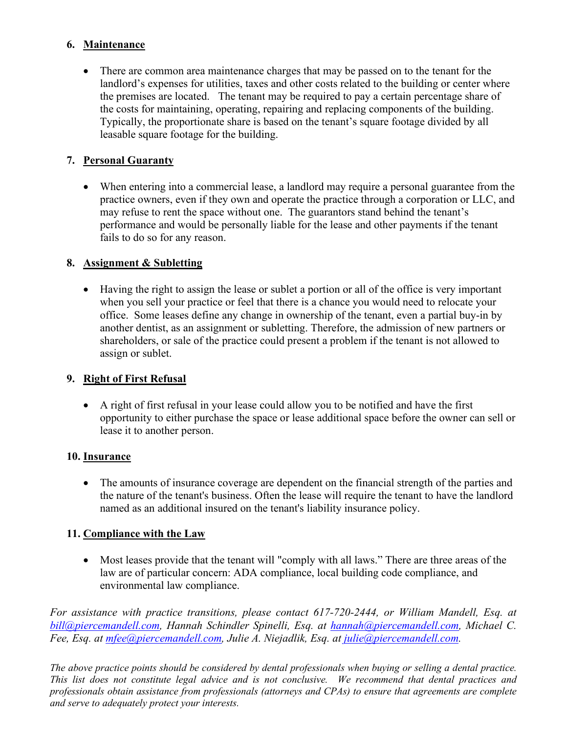6. **Maintenance**

   - There are common area maintenance charges that may be passed on to the tenant for the landlord's expenses for utilities, taxes and other costs related to the building or center where the premises are located. The tenant may be required to pay a certain percentage share of the costs for maintaining, operating, repairing and replacing components of the building. Typically, the proportionate share is based on the tenant's square footage divided by all leasable square footage for the building.

7. **Personal Guaranty**

   - When entering into a commercial lease, a landlord may require a personal guarantee from the practice owners, even if they own and operate the practice through a corporation or LLC, and may refuse to rent the space without one. The guarantors stand behind the tenant's performance and would be personally liable for the lease and other payments if the tenant fails to do so for any reason.

8. **Assignment & Subletting**

   - Having the right to assign the lease or sublet a portion or all of the office is very important when you sell your practice or feel that there is a chance you would need to relocate your office. Some leases define any change in ownership of the tenant, even a partial buy-in by another dentist, as an assignment or subletting. Therefore, the admission of new partners or shareholders, or sale of the practice could present a problem if the tenant is not allowed to assign or sublet.

9. **Right of First Refusal**

   - A right of first refusal in your lease could allow you to be notified and have the first opportunity to either purchase the space or lease additional space before the owner can sell or lease it to another person.

10. **Insurance**

    - The amounts of insurance coverage are dependent on the financial strength of the parties and the nature of the tenant's business. Often the lease will require the tenant to have the landlord named as an additional insured on the tenant's liability insurance policy.

11. **Compliance with the Law**

    - Most leases provide that the tenant will "comply with all laws." There are three areas of the law are of particular concern: ADA compliance, local building code compliance, and environmental law compliance.

*For assistance with practice transitions, please contact 617-720-2444, or William Mandell, Esq. at bill@piercemandell.com, Hannah Schindler Spinelli, Esq. at hannah@piercemandell.com, Michael C. Fee, Esq. at mfee@piercemandell.com, Julie A. Niejadlik, Esq. at julie@piercemandell.com.*

*The above practice points should be considered by dental professionals when buying or selling a dental practice. This list does not constitute legal advice and is not conclusive. We recommend that dental practices and professionals obtain assistance from professionals (attorneys and CPAs) to ensure that agreements are complete and serve to adequately protect your interests.*